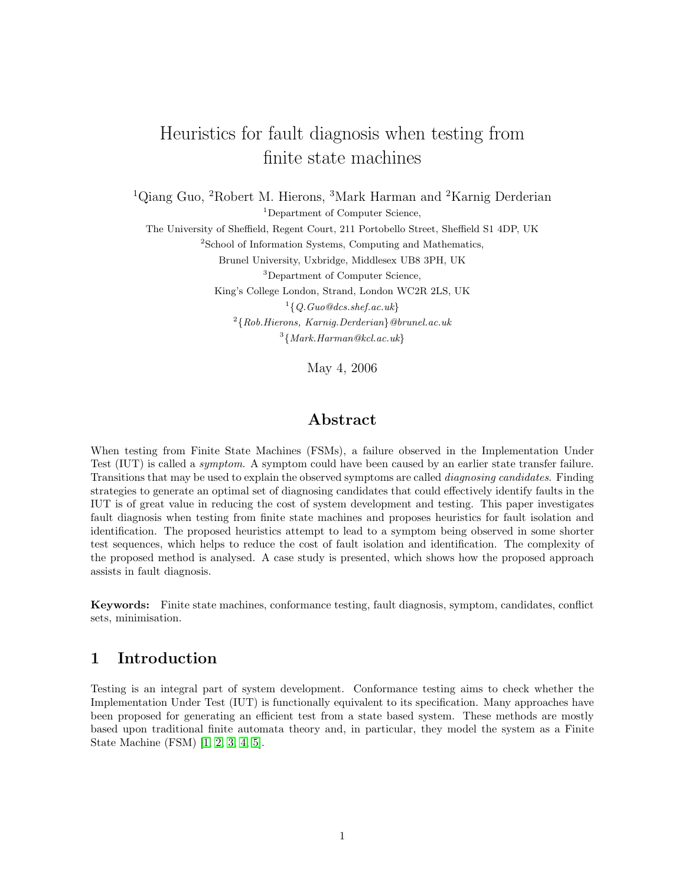# Heuristics for fault diagnosis when testing from finite state machines

[1]Qiang Guo, [2]Robert M. Hierons, [3]Mark Harman and [2]Karnig Derderian

[1]Department of Computer Science,
The University of Sheffield, Regent Court, 211 Portobello Street, Sheffield S1 4DP, UK

[2]School of Information Systems, Computing and Mathematics,
Brunel University, Uxbridge, Middlesex UB8 3PH, UK

[3]Department of Computer Science,
King's College London, Strand, London WC2R 2LS, UK

[1]{*Q.Guo@dcs.shef.ac.uk*}

[2]{*Rob.Hierons, Karnig.Derderian*}*@brunel.ac.uk*

[3]{*Mark.Harman@kcl.ac.uk*}

May 4, 2006

## Abstract

When testing from Finite State Machines (FSMs), a failure observed in the Implementation Under Test (IUT) is called a *symptom*. A symptom could have been caused by an earlier state transfer failure. Transitions that may be used to explain the observed symptoms are called *diagnosing candidates*. Finding strategies to generate an optimal set of diagnosing candidates that could effectively identify faults in the IUT is of great value in reducing the cost of system development and testing. This paper investigates fault diagnosis when testing from finite state machines and proposes heuristics for fault isolation and identification. The proposed heuristics attempt to lead to a symptom being observed in some shorter test sequences, which helps to reduce the cost of fault isolation and identification. The complexity of the proposed method is analysed. A case study is presented, which shows how the proposed approach assists in fault diagnosis.

**Keywords:** Finite state machines, conformance testing, fault diagnosis, symptom, candidates, conflict sets, minimisation.

## 1 Introduction

Testing is an integral part of system development. Conformance testing aims to check whether the Implementation Under Test (IUT) is functionally equivalent to its specification. Many approaches have been proposed for generating an efficient test from a state based system. These methods are mostly based upon traditional finite automata theory and, in particular, they model the system as a Finite State Machine (FSM) [1, 2, 3, 4, 5].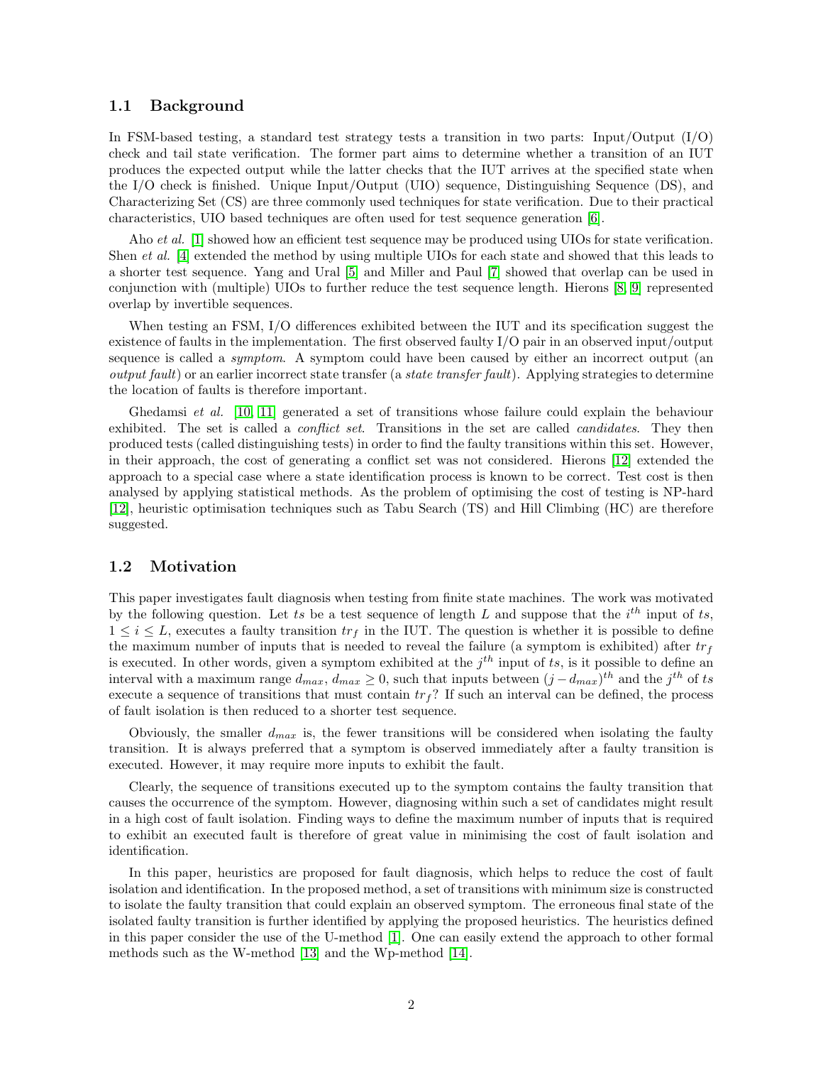### 1.1 Background

In FSM-based testing, a standard test strategy tests a transition in two parts: Input/Output (I/O) check and tail state verification. The former part aims to determine whether a transition of an IUT produces the expected output while the latter checks that the IUT arrives at the specified state when the I/O check is finished. Unique Input/Output (UIO) sequence, Distinguishing Sequence (DS), and Characterizing Set (CS) are three commonly used techniques for state verification. Due to their practical characteristics, UIO based techniques are often used for test sequence generation [6].

Aho *et al.* [1] showed how an efficient test sequence may be produced using UIOs for state verification. Shen *et al.* [4] extended the method by using multiple UIOs for each state and showed that this leads to a shorter test sequence. Yang and Ural [5] and Miller and Paul [7] showed that overlap can be used in conjunction with (multiple) UIOs to further reduce the test sequence length. Hierons [8, 9] represented overlap by invertible sequences.

When testing an FSM, I/O differences exhibited between the IUT and its specification suggest the existence of faults in the implementation. The first observed faulty I/O pair in an observed input/output sequence is called a *symptom*. A symptom could have been caused by either an incorrect output (an *output fault*) or an earlier incorrect state transfer (a *state transfer fault*). Applying strategies to determine the location of faults is therefore important.

Ghedamsi *et al.* [10, 11] generated a set of transitions whose failure could explain the behaviour exhibited. The set is called a *conflict set*. Transitions in the set are called *candidates*. They then produced tests (called distinguishing tests) in order to find the faulty transitions within this set. However, in their approach, the cost of generating a conflict set was not considered. Hierons [12] extended the approach to a special case where a state identification process is known to be correct. Test cost is then analysed by applying statistical methods. As the problem of optimising the cost of testing is NP-hard [12], heuristic optimisation techniques such as Tabu Search (TS) and Hill Climbing (HC) are therefore suggested.

### 1.2 Motivation

This paper investigates fault diagnosis when testing from finite state machines. The work was motivated by the following question. Let $ts$ be a test sequence of length $L$ and suppose that the $i^{th}$ input of $ts$, $1 \leq i \leq L$, executes a faulty transition $tr_f$ in the IUT. The question is whether it is possible to define the maximum number of inputs that is needed to reveal the failure (a symptom is exhibited) after $tr_f$ is executed. In other words, given a symptom exhibited at the $j^{th}$ input of $ts$, is it possible to define an interval with a maximum range $d_{max}$, $d_{max} \geq 0$, such that inputs between $(j - d_{max})^{th}$ and the $j^{th}$ of $ts$ execute a sequence of transitions that must contain $tr_f$? If such an interval can be defined, the process of fault isolation is then reduced to a shorter test sequence.

Obviously, the smaller $d_{max}$ is, the fewer transitions will be considered when isolating the faulty transition. It is always preferred that a symptom is observed immediately after a faulty transition is executed. However, it may require more inputs to exhibit the fault.

Clearly, the sequence of transitions executed up to the symptom contains the faulty transition that causes the occurrence of the symptom. However, diagnosing within such a set of candidates might result in a high cost of fault isolation. Finding ways to define the maximum number of inputs that is required to exhibit an executed fault is therefore of great value in minimising the cost of fault isolation and identification.

In this paper, heuristics are proposed for fault diagnosis, which helps to reduce the cost of fault isolation and identification. In the proposed method, a set of transitions with minimum size is constructed to isolate the faulty transition that could explain an observed symptom. The erroneous final state of the isolated faulty transition is further identified by applying the proposed heuristics. The heuristics defined in this paper consider the use of the U-method [1]. One can easily extend the approach to other formal methods such as the W-method [13] and the Wp-method [14].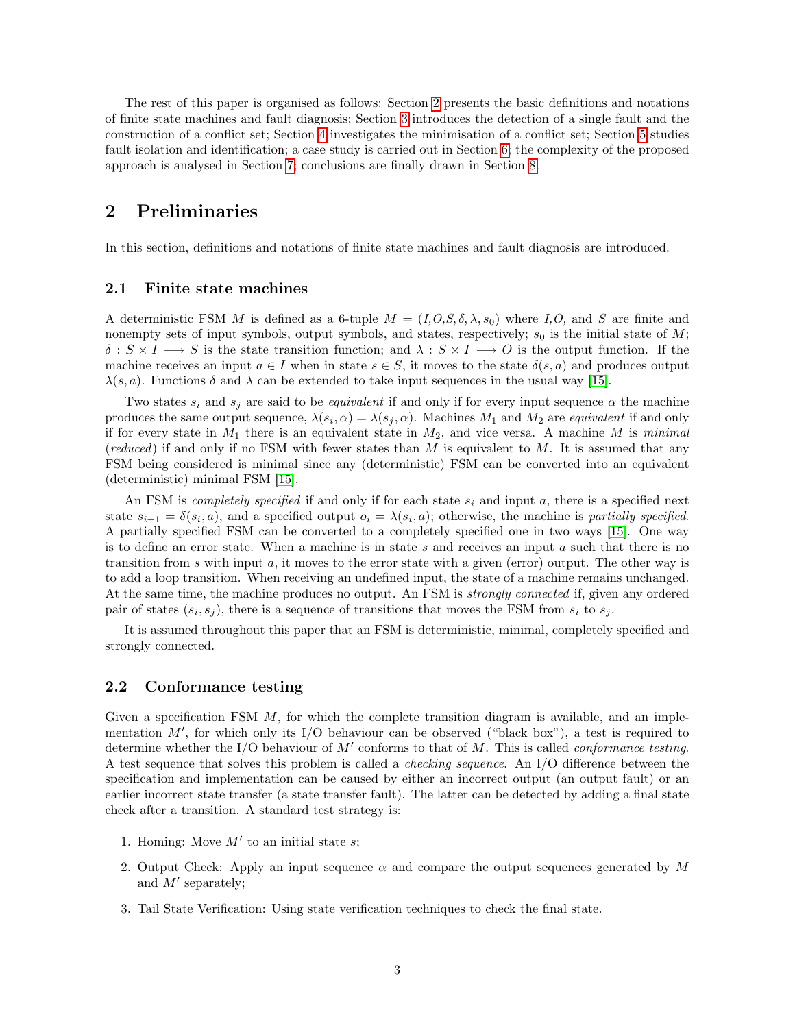The rest of this paper is organised as follows: Section 2 presents the basic definitions and notations of finite state machines and fault diagnosis; Section 3 introduces the detection of a single fault and the construction of a conflict set; Section 4 investigates the minimisation of a conflict set; Section 5 studies fault isolation and identification; a case study is carried out in Section 6; the complexity of the proposed approach is analysed in Section 7; conclusions are finally drawn in Section 8.

## 2 Preliminaries

In this section, definitions and notations of finite state machines and fault diagnosis are introduced.

### 2.1 Finite state machines

A deterministic FSM $M$ is defined as a 6-tuple $M = (I, O, S, \delta, \lambda, s_0)$ where $I, O$, and $S$ are finite and nonempty sets of input symbols, output symbols, and states, respectively; $s_0$ is the initial state of $M$; $\delta : S \times I \longrightarrow S$ is the state transition function; and $\lambda : S \times I \longrightarrow O$ is the output function. If the machine receives an input $a \in I$ when in state $s \in S$, it moves to the state $\delta(s, a)$ and produces output $\lambda(s, a)$. Functions $\delta$ and $\lambda$ can be extended to take input sequences in the usual way [15].

Two states $s_i$ and $s_j$ are said to be *equivalent* if and only if for every input sequence $\alpha$ the machine produces the same output sequence, $\lambda(s_i, \alpha) = \lambda(s_j, \alpha)$. Machines $M_1$ and $M_2$ are *equivalent* if and only if for every state in $M_1$ there is an equivalent state in $M_2$, and vice versa. A machine $M$ is *minimal* (*reduced*) if and only if no FSM with fewer states than $M$ is equivalent to $M$. It is assumed that any FSM being considered is minimal since any (deterministic) FSM can be converted into an equivalent (deterministic) minimal FSM [15].

An FSM is *completely specified* if and only if for each state $s_i$ and input $a$, there is a specified next state $s_{i+1} = \delta(s_i, a)$, and a specified output $o_i = \lambda(s_i, a)$; otherwise, the machine is *partially specified*. A partially specified FSM can be converted to a completely specified one in two ways [15]. One way is to define an error state. When a machine is in state $s$ and receives an input $a$ such that there is no transition from $s$ with input $a$, it moves to the error state with a given (error) output. The other way is to add a loop transition. When receiving an undefined input, the state of a machine remains unchanged. At the same time, the machine produces no output. An FSM is *strongly connected* if, given any ordered pair of states $(s_i, s_j)$, there is a sequence of transitions that moves the FSM from $s_i$ to $s_j$.

It is assumed throughout this paper that an FSM is deterministic, minimal, completely specified and strongly connected.

### 2.2 Conformance testing

Given a specification FSM $M$, for which the complete transition diagram is available, and an implementation $M'$, for which only its I/O behaviour can be observed ("black box"), a test is required to determine whether the I/O behaviour of $M'$ conforms to that of $M$. This is called *conformance testing*. A test sequence that solves this problem is called a *checking sequence*. An I/O difference between the specification and implementation can be caused by either an incorrect output (an output fault) or an earlier incorrect state transfer (a state transfer fault). The latter can be detected by adding a final state check after a transition. A standard test strategy is:

1. Homing: Move $M'$ to an initial state $s$;
2. Output Check: Apply an input sequence $\alpha$ and compare the output sequences generated by $M$ and $M'$ separately;
3. Tail State Verification: Using state verification techniques to check the final state.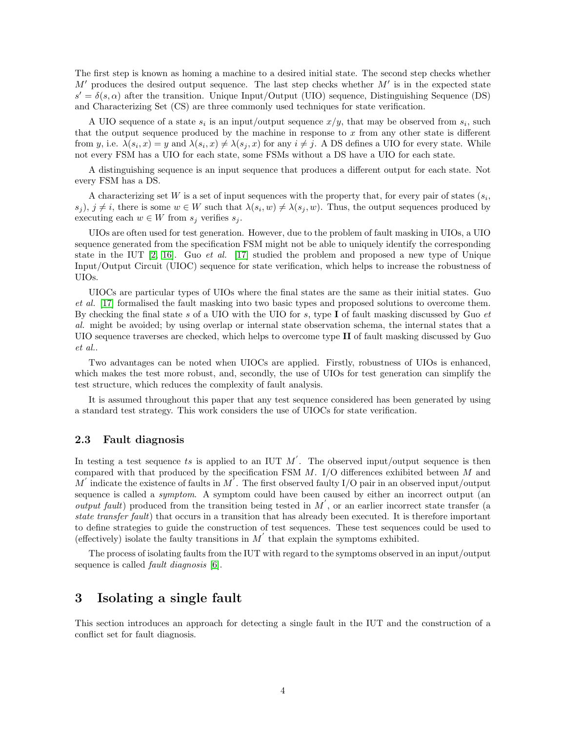The first step is known as homing a machine to a desired initial state. The second step checks whether $M'$ produces the desired output sequence. The last step checks whether $M'$ is in the expected state $s' = \delta(s, \alpha)$ after the transition. Unique Input/Output (UIO) sequence, Distinguishing Sequence (DS) and Characterizing Set (CS) are three commonly used techniques for state verification.

A UIO sequence of a state $s_i$ is an input/output sequence $x/y$, that may be observed from $s_i$, such that the output sequence produced by the machine in response to $x$ from any other state is different from $y$, i.e. $\lambda(s_i, x) = y$ and $\lambda(s_i, x) \neq \lambda(s_j, x)$ for any $i \neq j$. A DS defines a UIO for every state. While not every FSM has a UIO for each state, some FSMs without a DS have a UIO for each state.

A distinguishing sequence is an input sequence that produces a different output for each state. Not every FSM has a DS.

A characterizing set $W$ is a set of input sequences with the property that, for every pair of states ($s_i$, $s_j$), $j \neq i$, there is some $w \in W$ such that $\lambda(s_i, w) \neq \lambda(s_j, w)$. Thus, the output sequences produced by executing each $w \in W$ from $s_j$ verifies $s_j$.

UIOs are often used for test generation. However, due to the problem of fault masking in UIOs, a UIO sequence generated from the specification FSM might not be able to uniquely identify the corresponding state in the IUT [2, 16]. Guo *et al.* [17] studied the problem and proposed a new type of Unique Input/Output Circuit (UIOC) sequence for state verification, which helps to increase the robustness of UIOs.

UIOCs are particular types of UIOs where the final states are the same as their initial states. Guo *et al.* [17] formalised the fault masking into two basic types and proposed solutions to overcome them. By checking the final state $s$ of a UIO with the UIO for $s$, type **I** of fault masking discussed by Guo *et al.* might be avoided; by using overlap or internal state observation schema, the internal states that a UIO sequence traverses are checked, which helps to overcome type **II** of fault masking discussed by Guo *et al.*.

Two advantages can be noted when UIOCs are applied. Firstly, robustness of UIOs is enhanced, which makes the test more robust, and, secondly, the use of UIOs for test generation can simplify the test structure, which reduces the complexity of fault analysis.

It is assumed throughout this paper that any test sequence considered has been generated by using a standard test strategy. This work considers the use of UIOCs for state verification.

### 2.3 Fault diagnosis

In testing a test sequence $ts$ is applied to an IUT $M^{'}$. The observed input/output sequence is then compared with that produced by the specification FSM $M$. I/O differences exhibited between $M$ and $M^{'}$ indicate the existence of faults in $M^{'}$. The first observed faulty I/O pair in an observed input/output sequence is called a *symptom*. A symptom could have been caused by either an incorrect output (an *output fault*) produced from the transition being tested in $M^{'}$, or an earlier incorrect state transfer (a *state transfer fault*) that occurs in a transition that has already been executed. It is therefore important to define strategies to guide the construction of test sequences. These test sequences could be used to (effectively) isolate the faulty transitions in $M^{'}$ that explain the symptoms exhibited.

The process of isolating faults from the IUT with regard to the symptoms observed in an input/output sequence is called *fault diagnosis* [6].

## 3 Isolating a single fault

This section introduces an approach for detecting a single fault in the IUT and the construction of a conflict set for fault diagnosis.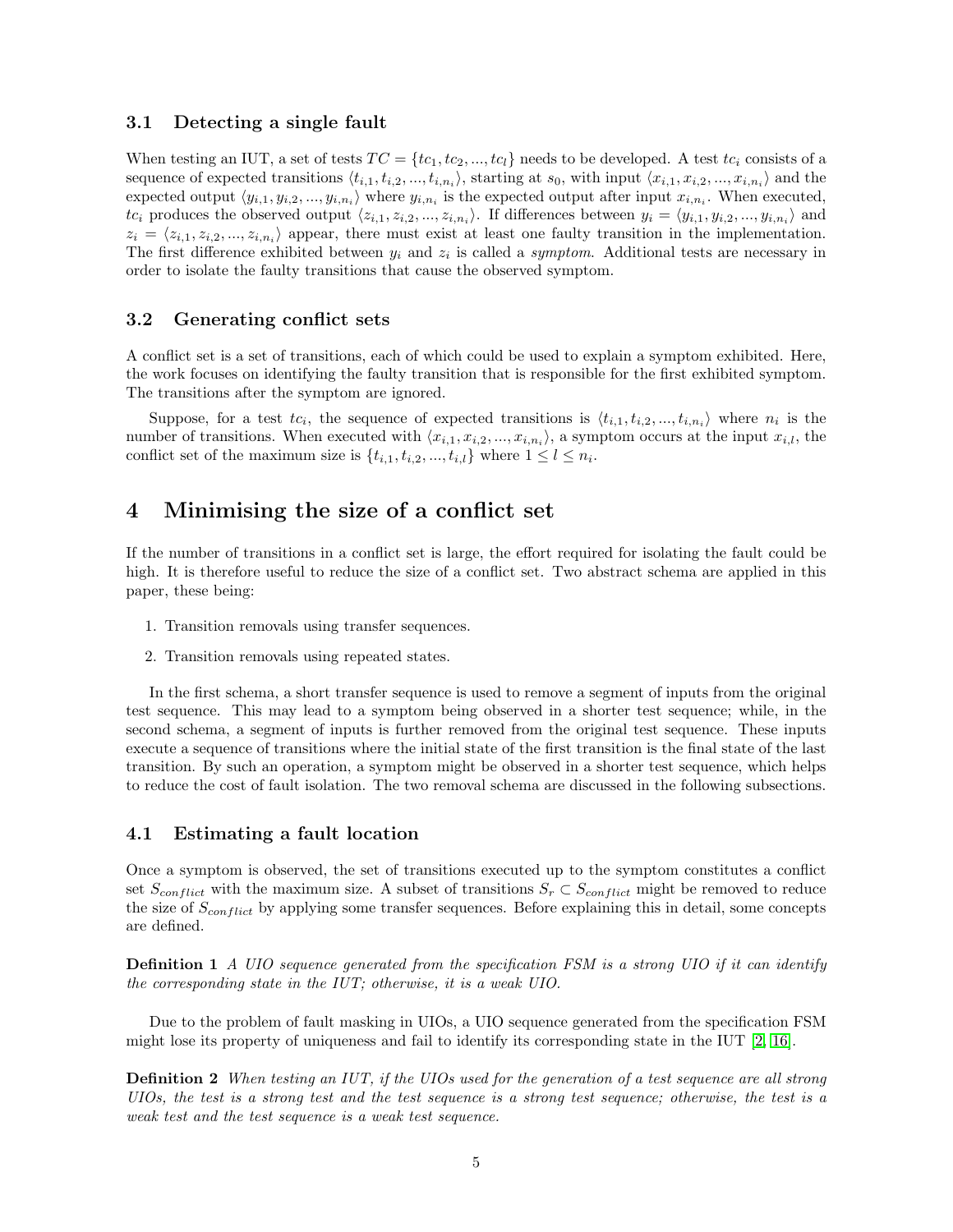### 3.1 Detecting a single fault

When testing an IUT, a set of tests $TC = \{tc_1, tc_2, ..., tc_l\}$ needs to be developed. A test $tc_i$ consists of a sequence of expected transitions $\langle t_{i,1}, t_{i,2}, ..., t_{i,n_i} \rangle$, starting at $s_0$, with input $\langle x_{i,1}, x_{i,2}, ..., x_{i,n_i} \rangle$ and the expected output $\langle y_{i,1}, y_{i,2}, ..., y_{i,n_i} \rangle$ where $y_{i,n_i}$ is the expected output after input $x_{i,n_i}$. When executed, $tc_i$ produces the observed output $\langle z_{i,1}, z_{i,2}, ..., z_{i,n_i} \rangle$. If differences between $y_i = \langle y_{i,1}, y_{i,2}, ..., y_{i,n_i} \rangle$ and $z_i = \langle z_{i,1}, z_{i,2}, ..., z_{i,n_i} \rangle$ appear, there must exist at least one faulty transition in the implementation. The first difference exhibited between $y_i$ and $z_i$ is called a *symptom*. Additional tests are necessary in order to isolate the faulty transitions that cause the observed symptom.

### 3.2 Generating conflict sets

A conflict set is a set of transitions, each of which could be used to explain a symptom exhibited. Here, the work focuses on identifying the faulty transition that is responsible for the first exhibited symptom. The transitions after the symptom are ignored.

Suppose, for a test $tc_i$, the sequence of expected transitions is $\langle t_{i,1}, t_{i,2}, ..., t_{i,n_i} \rangle$ where $n_i$ is the number of transitions. When executed with $\langle x_{i,1}, x_{i,2}, ..., x_{i,n_i} \rangle$, a symptom occurs at the input $x_{i,l}$, the conflict set of the maximum size is $\{t_{i,1}, t_{i,2}, ..., t_{i,l}\}$ where $1 \leq l \leq n_i$.

## 4 Minimising the size of a conflict set

If the number of transitions in a conflict set is large, the effort required for isolating the fault could be high. It is therefore useful to reduce the size of a conflict set. Two abstract schema are applied in this paper, these being:

1. Transition removals using transfer sequences.
2. Transition removals using repeated states.

In the first schema, a short transfer sequence is used to remove a segment of inputs from the original test sequence. This may lead to a symptom being observed in a shorter test sequence; while, in the second schema, a segment of inputs is further removed from the original test sequence. These inputs execute a sequence of transitions where the initial state of the first transition is the final state of the last transition. By such an operation, a symptom might be observed in a shorter test sequence, which helps to reduce the cost of fault isolation. The two removal schema are discussed in the following subsections.

### 4.1 Estimating a fault location

Once a symptom is observed, the set of transitions executed up to the symptom constitutes a conflict set $S_{conflict}$ with the maximum size. A subset of transitions $S_r \subset S_{conflict}$ might be removed to reduce the size of $S_{conflict}$ by applying some transfer sequences. Before explaining this in detail, some concepts are defined.

**Definition 1** *A UIO sequence generated from the specification FSM is a strong UIO if it can identify the corresponding state in the IUT; otherwise, it is a weak UIO.*

Due to the problem of fault masking in UIOs, a UIO sequence generated from the specification FSM might lose its property of uniqueness and fail to identify its corresponding state in the IUT [2, 16].

**Definition 2** *When testing an IUT, if the UIOs used for the generation of a test sequence are all strong UIOs, the test is a strong test and the test sequence is a strong test sequence; otherwise, the test is a weak test and the test sequence is a weak test sequence.*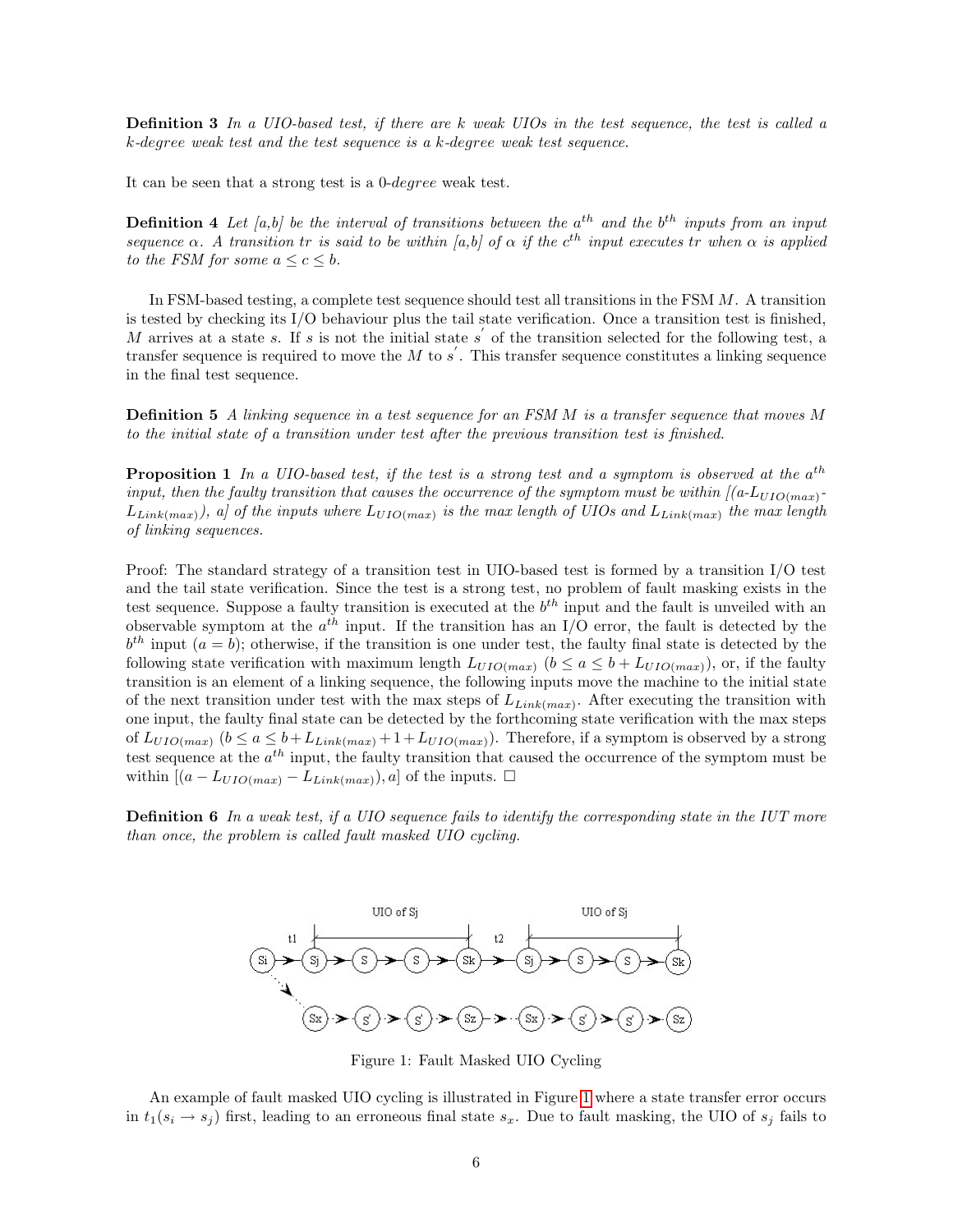**Definition 3** *In a UIO-based test, if there are k weak UIOs in the test sequence, the test is called a k-degree weak test and the test sequence is a k-degree weak test sequence.*

It can be seen that a strong test is a 0-*degree* weak test.

**Definition 4** *Let [a,b] be the interval of transitions between the $a^{th}$ and the $b^{th}$ inputs from an input sequence $\alpha$. A transition tr is said to be within [a,b] of $\alpha$ if the $c^{th}$ input executes tr when $\alpha$ is applied to the FSM for some $a \leq c \leq b$.*

In FSM-based testing, a complete test sequence should test all transitions in the FSM $M$. A transition is tested by checking its I/O behaviour plus the tail state verification. Once a transition test is finished, $M$ arrives at a state $s$. If $s$ is not the initial state $s^{'}$ of the transition selected for the following test, a transfer sequence is required to move the $M$ to $s^{'}$. This transfer sequence constitutes a linking sequence in the final test sequence.

**Definition 5** *A linking sequence in a test sequence for an FSM M is a transfer sequence that moves M to the initial state of a transition under test after the previous transition test is finished.*

**Proposition 1** *In a UIO-based test, if the test is a strong test and a symptom is observed at the $a^{th}$ input, then the faulty transition that causes the occurrence of the symptom must be within $[(a\text{-}L_{UIO(max)}\text{-}L_{Link(max)}), a]$ of the inputs where $L_{UIO(max)}$ is the max length of UIOs and $L_{Link(max)}$ the max length of linking sequences.*

Proof: The standard strategy of a transition test in UIO-based test is formed by a transition I/O test and the tail state verification. Since the test is a strong test, no problem of fault masking exists in the test sequence. Suppose a faulty transition is executed at the $b^{th}$ input and the fault is unveiled with an observable symptom at the $a^{th}$ input. If the transition has an I/O error, the fault is detected by the $b^{th}$ input ($a = b$); otherwise, if the transition is one under test, the faulty final state is detected by the following state verification with maximum length $L_{UIO(max)}$ ($b \leq a \leq b + L_{UIO(max)}$), or, if the faulty transition is an element of a linking sequence, the following inputs move the machine to the initial state of the next transition under test with the max steps of $L_{Link(max)}$. After executing the transition with one input, the faulty final state can be detected by the forthcoming state verification with the max steps of $L_{UIO(max)}$ ($b \leq a \leq b + L_{Link(max)} + 1 + L_{UIO(max)}$). Therefore, if a symptom is observed by a strong test sequence at the $a^{th}$ input, the faulty transition that caused the occurrence of the symptom must be within $[(a - L_{UIO(max)} - L_{Link(max)}), a]$ of the inputs. □

**Definition 6** *In a weak test, if a UIO sequence fails to identify the corresponding state in the IUT more than once, the problem is called fault masked UIO cycling.*

Figure 1: Fault Masked UIO Cycling

An example of fault masked UIO cycling is illustrated in Figure 1 where a state transfer error occurs in $t_1(s_i \rightarrow s_j)$ first, leading to an erroneous final state $s_x$. Due to fault masking, the UIO of $s_j$ fails to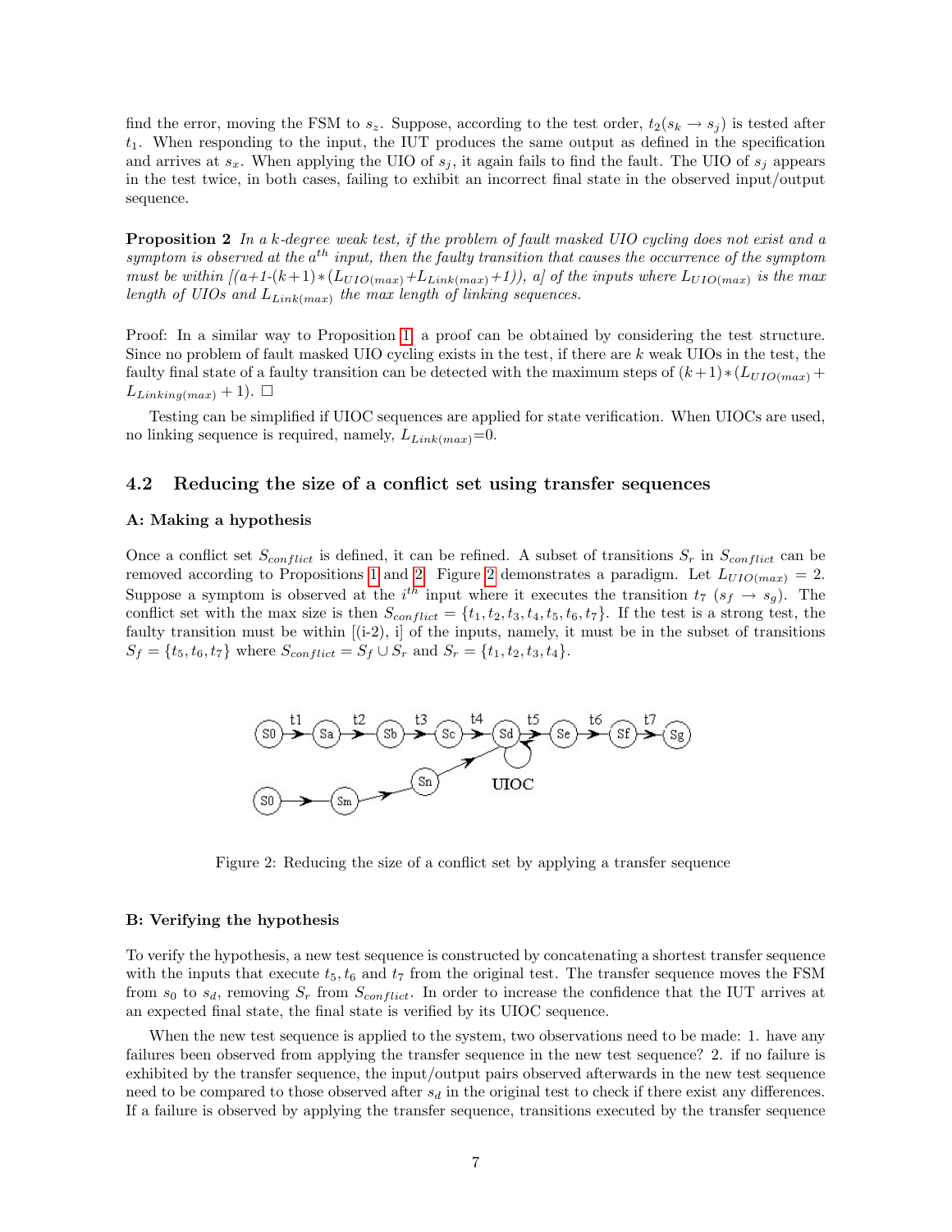find the error, moving the FSM to $s_z$. Suppose, according to the test order, $t_2(s_k \rightarrow s_j)$ is tested after $t_1$. When responding to the input, the IUT produces the same output as defined in the specification and arrives at $s_x$. When applying the UIO of $s_j$, it again fails to find the fault. The UIO of $s_j$ appears in the test twice, in both cases, failing to exhibit an incorrect final state in the observed input/output sequence.

**Proposition 2** *In a k-degree weak test, if the problem of fault masked UIO cycling does not exist and a symptom is observed at the $a^{th}$ input, then the faulty transition that causes the occurrence of the symptom must be within $[(a+1-(k+1)*(L_{UIO(max)}+L_{Link(max)}+1)), a]$ of the inputs where $L_{UIO(max)}$ is the max length of UIOs and $L_{Link(max)}$ the max length of linking sequences.*

Proof: In a similar way to Proposition 1, a proof can be obtained by considering the test structure. Since no problem of fault masked UIO cycling exists in the test, if there are $k$ weak UIOs in the test, the faulty final state of a faulty transition can be detected with the maximum steps of $(k+1)*(L_{UIO(max)} + L_{Linking(max)} + 1)$. □

Testing can be simplified if UIOC sequences are applied for state verification. When UIOCs are used, no linking sequence is required, namely, $L_{Link(max)}$=0.

## 4.2 Reducing the size of a conflict set using transfer sequences

**A: Making a hypothesis**

Once a conflict set $S_{conflict}$ is defined, it can be refined. A subset of transitions $S_r$ in $S_{conflict}$ can be removed according to Propositions 1 and 2. Figure 2 demonstrates a paradigm. Let $L_{UIO(max)} = 2$. Suppose a symptom is observed at the $i^{th}$ input where it executes the transition $t_7$ $(s_f \rightarrow s_g)$. The conflict set with the max size is then $S_{conflict} = \{t_1, t_2, t_3, t_4, t_5, t_6, t_7\}$. If the test is a strong test, the faulty transition must be within [(i-2), i] of the inputs, namely, it must be in the subset of transitions $S_f = \{t_5, t_6, t_7\}$ where $S_{conflict} = S_f \cup S_r$ and $S_r = \{t_1, t_2, t_3, t_4\}$.

Figure 2: Reducing the size of a conflict set by applying a transfer sequence

**B: Verifying the hypothesis**

To verify the hypothesis, a new test sequence is constructed by concatenating a shortest transfer sequence with the inputs that execute $t_5, t_6$ and $t_7$ from the original test. The transfer sequence moves the FSM from $s_0$ to $s_d$, removing $S_r$ from $S_{conflict}$. In order to increase the confidence that the IUT arrives at an expected final state, the final state is verified by its UIOC sequence.

When the new test sequence is applied to the system, two observations need to be made: 1. have any failures been observed from applying the transfer sequence in the new test sequence? 2. if no failure is exhibited by the transfer sequence, the input/output pairs observed afterwards in the new test sequence need to be compared to those observed after $s_d$ in the original test to check if there exist any differences. If a failure is observed by applying the transfer sequence, transitions executed by the transfer sequence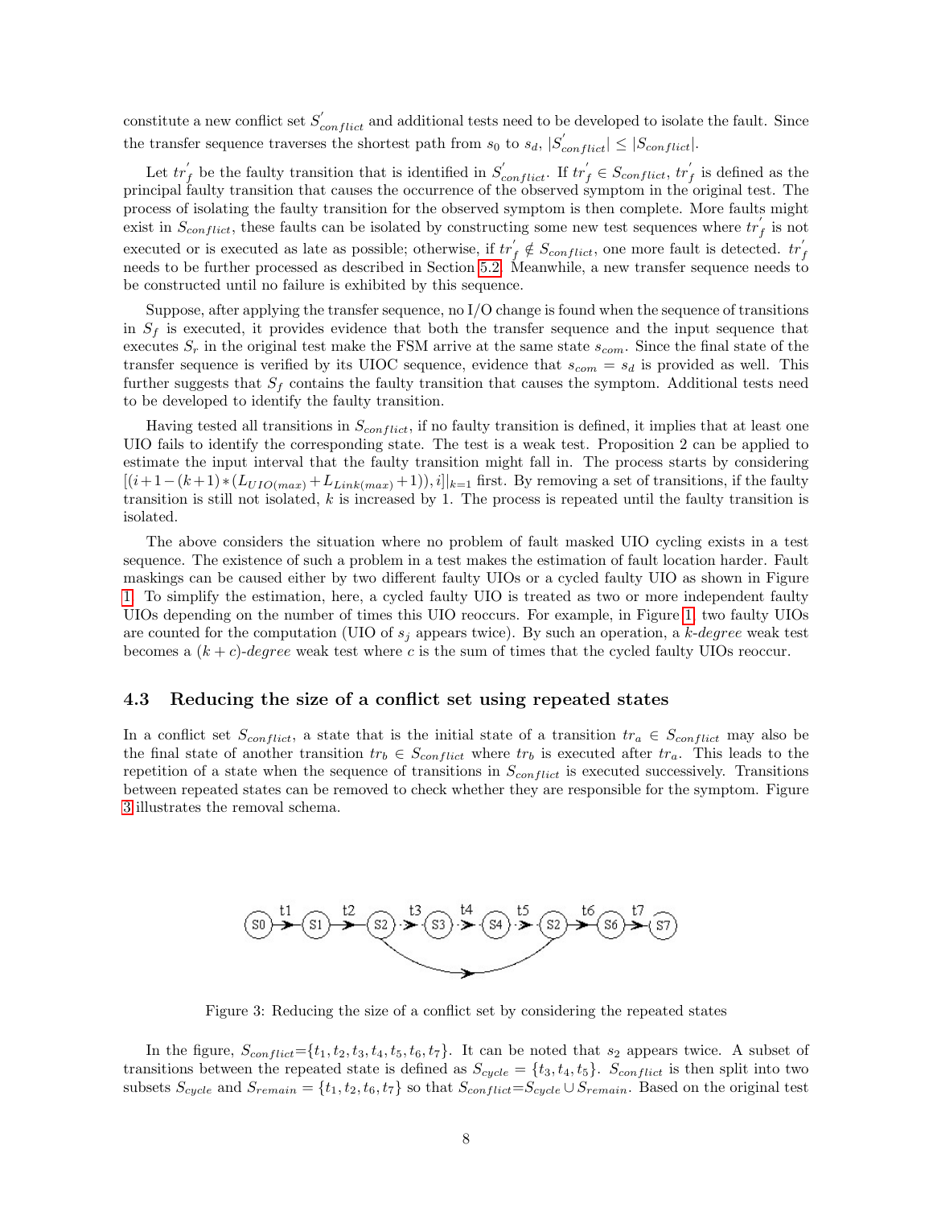constitute a new conflict set $S'_{conflict}$ and additional tests need to be developed to isolate the fault. Since the transfer sequence traverses the shortest path from $s_0$ to $s_d$, $|S'_{conflict}| \leq |S_{conflict}|$.

Let $tr'_f$ be the faulty transition that is identified in $S'_{conflict}$. If $tr'_f \in S_{conflict}$, $tr'_f$ is defined as the principal faulty transition that causes the occurrence of the observed symptom in the original test. The process of isolating the faulty transition for the observed symptom is then complete. More faults might exist in $S_{conflict}$, these faults can be isolated by constructing some new test sequences where $tr'_f$ is not executed or is executed as late as possible; otherwise, if $tr'_f \notin S_{conflict}$, one more fault is detected. $tr'_f$ needs to be further processed as described in Section 5.2. Meanwhile, a new transfer sequence needs to be constructed until no failure is exhibited by this sequence.

Suppose, after applying the transfer sequence, no I/O change is found when the sequence of transitions in $S_f$ is executed, it provides evidence that both the transfer sequence and the input sequence that executes $S_r$ in the original test make the FSM arrive at the same state $s_{com}$. Since the final state of the transfer sequence is verified by its UIOC sequence, evidence that $s_{com} = s_d$ is provided as well. This further suggests that $S_f$ contains the faulty transition that causes the symptom. Additional tests need to be developed to identify the faulty transition.

Having tested all transitions in $S_{conflict}$, if no faulty transition is defined, it implies that at least one UIO fails to identify the corresponding state. The test is a weak test. Proposition 2 can be applied to estimate the input interval that the faulty transition might fall in. The process starts by considering $[(i+1-(k+1)*(L_{UIO(max)}+L_{Link(max)}+1)), i]|_{k=1}$ first. By removing a set of transitions, if the faulty transition is still not isolated, $k$ is increased by 1. The process is repeated until the faulty transition is isolated.

The above considers the situation where no problem of fault masked UIO cycling exists in a test sequence. The existence of such a problem in a test makes the estimation of fault location harder. Fault maskings can be caused either by two different faulty UIOs or a cycled faulty UIO as shown in Figure 1. To simplify the estimation, here, a cycled faulty UIO is treated as two or more independent faulty UIOs depending on the number of times this UIO reoccurs. For example, in Figure 1, two faulty UIOs are counted for the computation (UIO of $s_j$ appears twice). By such an operation, a *k-degree* weak test becomes a $(k+c)$-*degree* weak test where $c$ is the sum of times that the cycled faulty UIOs reoccur.

### 4.3 Reducing the size of a conflict set using repeated states

In a conflict set $S_{conflict}$, a state that is the initial state of a transition $tr_a \in S_{conflict}$ may also be the final state of another transition $tr_b \in S_{conflict}$ where $tr_b$ is executed after $tr_a$. This leads to the repetition of a state when the sequence of transitions in $S_{conflict}$ is executed successively. Transitions between repeated states can be removed to check whether they are responsible for the symptom. Figure 3 illustrates the removal schema.

Figure 3: Reducing the size of a conflict set by considering the repeated states

In the figure, $S_{conflict}$=$\{t_1, t_2, t_3, t_4, t_5, t_6, t_7\}$. It can be noted that $s_2$ appears twice. A subset of transitions between the repeated state is defined as $S_{cycle} = \{t_3, t_4, t_5\}$. $S_{conflict}$ is then split into two subsets $S_{cycle}$ and $S_{remain} = \{t_1, t_2, t_6, t_7\}$ so that $S_{conflict}$=$S_{cycle} \cup S_{remain}$. Based on the original test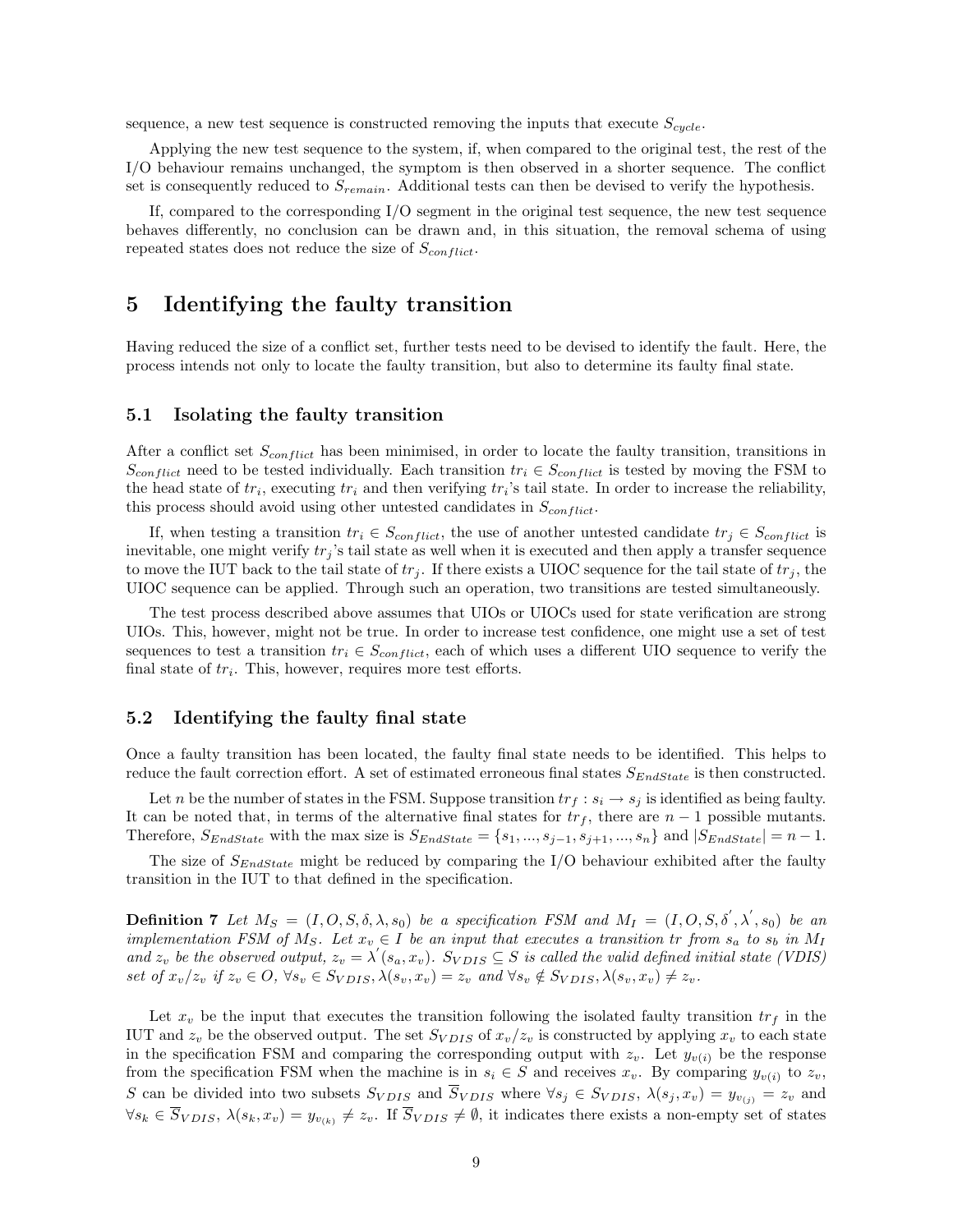sequence, a new test sequence is constructed removing the inputs that execute $S_{cycle}$.

Applying the new test sequence to the system, if, when compared to the original test, the rest of the I/O behaviour remains unchanged, the symptom is then observed in a shorter sequence. The conflict set is consequently reduced to $S_{remain}$. Additional tests can then be devised to verify the hypothesis.

If, compared to the corresponding I/O segment in the original test sequence, the new test sequence behaves differently, no conclusion can be drawn and, in this situation, the removal schema of using repeated states does not reduce the size of $S_{conflict}$.

# 5 Identifying the faulty transition

Having reduced the size of a conflict set, further tests need to be devised to identify the fault. Here, the process intends not only to locate the faulty transition, but also to determine its faulty final state.

## 5.1 Isolating the faulty transition

After a conflict set $S_{conflict}$ has been minimised, in order to locate the faulty transition, transitions in $S_{conflict}$ need to be tested individually. Each transition $tr_i \in S_{conflict}$ is tested by moving the FSM to the head state of $tr_i$, executing $tr_i$ and then verifying $tr_i$'s tail state. In order to increase the reliability, this process should avoid using other untested candidates in $S_{conflict}$.

If, when testing a transition $tr_i \in S_{conflict}$, the use of another untested candidate $tr_j \in S_{conflict}$ is inevitable, one might verify $tr_j$'s tail state as well when it is executed and then apply a transfer sequence to move the IUT back to the tail state of $tr_j$. If there exists a UIOC sequence for the tail state of $tr_j$, the UIOC sequence can be applied. Through such an operation, two transitions are tested simultaneously.

The test process described above assumes that UIOs or UIOCs used for state verification are strong UIOs. This, however, might not be true. In order to increase test confidence, one might use a set of test sequences to test a transition $tr_i \in S_{conflict}$, each of which uses a different UIO sequence to verify the final state of $tr_i$. This, however, requires more test efforts.

## 5.2 Identifying the faulty final state

Once a faulty transition has been located, the faulty final state needs to be identified. This helps to reduce the fault correction effort. A set of estimated erroneous final states $S_{EndState}$ is then constructed.

Let $n$ be the number of states in the FSM. Suppose transition $tr_f : s_i \rightarrow s_j$ is identified as being faulty. It can be noted that, in terms of the alternative final states for $tr_f$, there are $n-1$ possible mutants. Therefore, $S_{EndState}$ with the max size is $S_{EndState} = \{s_1, ..., s_{j-1}, s_{j+1}, ..., s_n\}$ and $|S_{EndState}| = n-1$.

The size of $S_{EndState}$ might be reduced by comparing the I/O behaviour exhibited after the faulty transition in the IUT to that defined in the specification.

**Definition 7** *Let $M_S = (I, O, S, \delta, \lambda, s_0)$ be a specification FSM and $M_I = (I, O, S, \delta', \lambda', s_0)$ be an implementation FSM of $M_S$. Let $x_v \in I$ be an input that executes a transition $tr$ from $s_a$ to $s_b$ in $M_I$ and $z_v$ be the observed output, $z_v = \lambda'(s_a, x_v)$. $S_{VDIS} \subseteq S$ is called the valid defined initial state (VDIS) set of $x_v/z_v$ if $z_v \in O$, $\forall s_v \in S_{VDIS}, \lambda(s_v, x_v) = z_v$ and $\forall s_v \notin S_{VDIS}, \lambda(s_v, x_v) \neq z_v$.*

Let $x_v$ be the input that executes the transition following the isolated faulty transition $tr_f$ in the IUT and $z_v$ be the observed output. The set $S_{VDIS}$ of $x_v/z_v$ is constructed by applying $x_v$ to each state in the specification FSM and comparing the corresponding output with $z_v$. Let $y_{v(i)}$ be the response from the specification FSM when the machine is in $s_i \in S$ and receives $x_v$. By comparing $y_{v(i)}$ to $z_v$, $S$ can be divided into two subsets $S_{VDIS}$ and $\overline{S}_{VDIS}$ where $\forall s_j \in S_{VDIS}$, $\lambda(s_j, x_v) = y_{v_{(j)}} = z_v$ and $\forall s_k \in \overline{S}_{VDIS}$, $\lambda(s_k, x_v) = y_{v_{(k)}} \neq z_v$. If $\overline{S}_{VDIS} \neq \emptyset$, it indicates there exists a non-empty set of states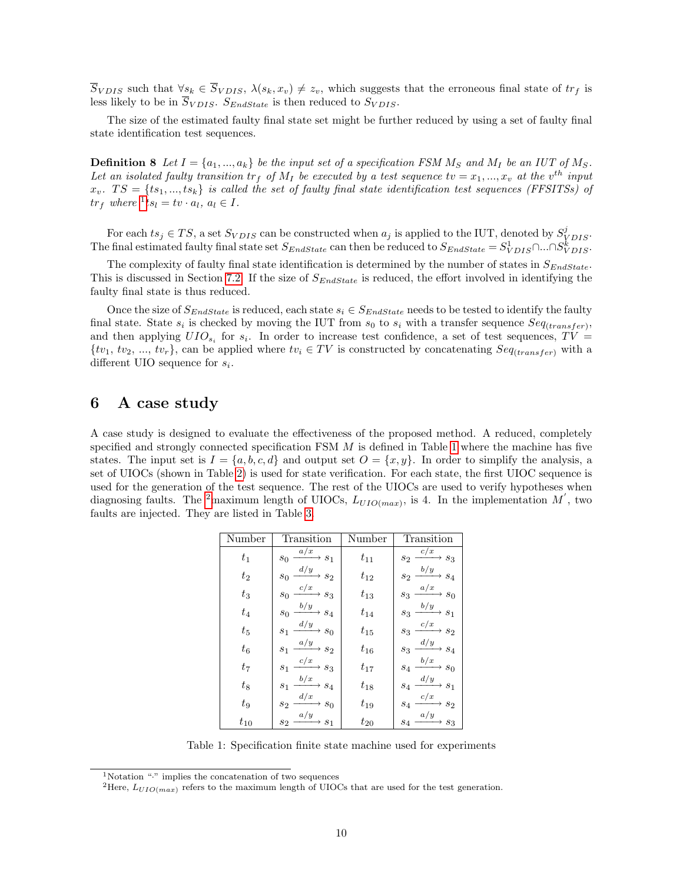$\overline{S}_{VDIS}$ such that $\forall s_k \in \overline{S}_{VDIS}$, $\lambda(s_k, x_v) \neq z_v$, which suggests that the erroneous final state of $tr_f$ is less likely to be in $\overline{S}_{VDIS}$. $S_{EndState}$ is then reduced to $S_{VDIS}$.

The size of the estimated faulty final state set might be further reduced by using a set of faulty final state identification test sequences.

**Definition 8** *Let $I = \{a_1, ..., a_k\}$ be the input set of a specification FSM $M_S$ and $M_I$ be an IUT of $M_S$. Let an isolated faulty transition $tr_f$ of $M_I$ be executed by a test sequence $tv = x_1, ..., x_v$ at the $v^{th}$ input $x_v$. $TS = \{ts_1, ..., ts_k\}$ is called the set of faulty final state identification test sequences (FFSITSs) of $tr_f$ where* [1] *$ts_l = tv \cdot a_l$, $a_l \in I$.*

For each $ts_j \in TS$, a set $S_{VDIS}$ can be constructed when $a_j$ is applied to the IUT, denoted by $S^j_{VDIS}$. The final estimated faulty final state set $S_{EndState}$ can then be reduced to $S_{EndState} = S^1_{VDIS} \cap ... \cap S^k_{VDIS}$.

The complexity of faulty final state identification is determined by the number of states in $S_{EndState}$. This is discussed in Section 7.2. If the size of $S_{EndState}$ is reduced, the effort involved in identifying the faulty final state is thus reduced.

Once the size of $S_{EndState}$ is reduced, each state $s_i \in S_{EndState}$ needs to be tested to identify the faulty final state. State $s_i$ is checked by moving the IUT from $s_0$ to $s_i$ with a transfer sequence $Seq_{(transfer)}$, and then applying $UIO_{s_i}$ for $s_i$. In order to increase test confidence, a set of test sequences, $TV = \{tv_1, tv_2, ..., tv_r\}$, can be applied where $tv_i \in TV$ is constructed by concatenating $Seq_{(transfer)}$ with a different UIO sequence for $s_i$.

# 6 A case study

A case study is designed to evaluate the effectiveness of the proposed method. A reduced, completely specified and strongly connected specification FSM $M$ is defined in Table 1 where the machine has five states. The input set is $I = \{a, b, c, d\}$ and output set $O = \{x, y\}$. In order to simplify the analysis, a set of UIOCs (shown in Table 2) is used for state verification. For each state, the first UIOC sequence is used for the generation of the test sequence. The rest of the UIOCs are used to verify hypotheses when diagnosing faults. The [2] maximum length of UIOCs, $L_{UIO(max)}$, is 4. In the implementation $M'$, two faults are injected. They are listed in Table 3.

| Number | Transition | Number | Transition |
|---|---|---|---|
| $t_1$ | $s_0 \xrightarrow{a/x} s_1$ | $t_{11}$ | $s_2 \xrightarrow{c/x} s_3$ |
| $t_2$ | $s_0 \xrightarrow{d/y} s_2$ | $t_{12}$ | $s_2 \xrightarrow{b/y} s_4$ |
| $t_3$ | $s_0 \xrightarrow{c/x} s_3$ | $t_{13}$ | $s_3 \xrightarrow{a/x} s_0$ |
| $t_4$ | $s_0 \xrightarrow{b/y} s_4$ | $t_{14}$ | $s_3 \xrightarrow{b/y} s_1$ |
| $t_5$ | $s_1 \xrightarrow{d/y} s_0$ | $t_{15}$ | $s_3 \xrightarrow{c/x} s_2$ |
| $t_6$ | $s_1 \xrightarrow{a/y} s_2$ | $t_{16}$ | $s_3 \xrightarrow{d/y} s_4$ |
| $t_7$ | $s_1 \xrightarrow{c/x} s_3$ | $t_{17}$ | $s_4 \xrightarrow{b/x} s_0$ |
| $t_8$ | $s_1 \xrightarrow{b/x} s_4$ | $t_{18}$ | $s_4 \xrightarrow{d/y} s_1$ |
| $t_9$ | $s_2 \xrightarrow{d/x} s_0$ | $t_{19}$ | $s_4 \xrightarrow{c/x} s_2$ |
| $t_{10}$ | $s_2 \xrightarrow{a/y} s_1$ | $t_{20}$ | $s_4 \xrightarrow{a/y} s_3$ |

Table 1: Specification finite state machine used for experiments

[1] Notation "·" implies the concatenation of two sequences

[2] Here, $L_{UIO(max)}$ refers to the maximum length of UIOCs that are used for the test generation.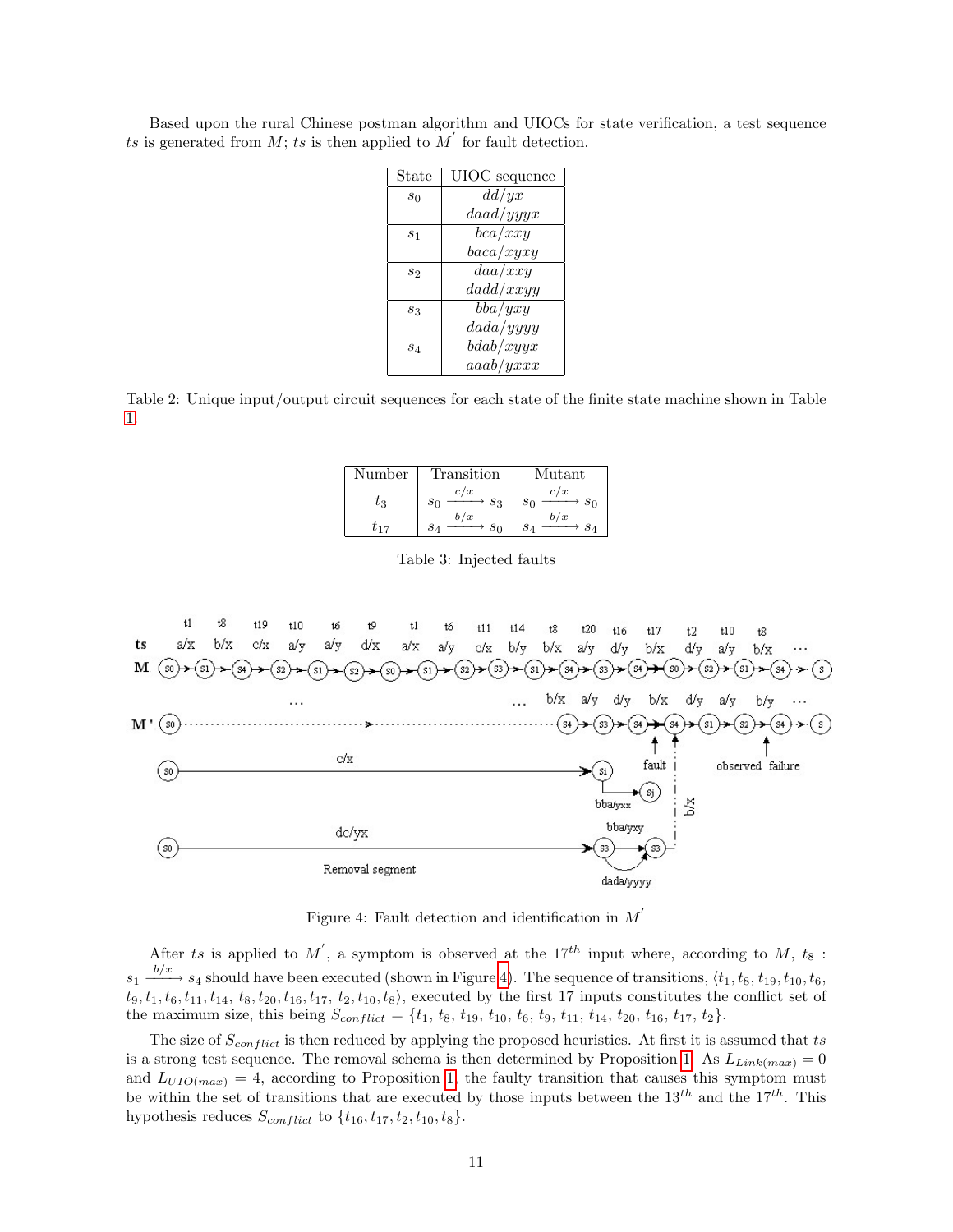Based upon the rural Chinese postman algorithm and UIOCs for state verification, a test sequence $ts$ is generated from $M$; $ts$ is then applied to $M^{'}$ for fault detection.

| State | UIOC sequence |
|---|---|
| $s_0$ | $dd/yx$ |
| | $daad/yyyx$ |
| $s_1$ | $bca/xxy$ |
| | $baca/xyxy$ |
| $s_2$ | $daa/xxy$ |
| | $dadd/xxyy$ |
| $s_3$ | $bba/yxy$ |
| | $dada/yyyy$ |
| $s_4$ | $bdab/xyyx$ |
| | $aaab/yxxx$ |

Table 2: Unique input/output circuit sequences for each state of the finite state machine shown in Table 1

| Number | Transition | Mutant |
|---|---|---|
| $t_3$ | $s_0 \xrightarrow{c/x} s_3$ | $s_0 \xrightarrow{c/x} s_0$ |
| $t_{17}$ | $s_4 \xrightarrow{b/x} s_0$ | $s_4 \xrightarrow{b/x} s_4$ |

Table 3: Injected faults

Figure 4: Fault detection and identification in $M^{'}$

After $ts$ is applied to $M^{'}$, a symptom is observed at the $17^{th}$ input where, according to $M$, $t_8$ : $s_1 \xrightarrow{b/x} s_4$ should have been executed (shown in Figure 4). The sequence of transitions, $\langle t_1, t_8, t_{19}, t_{10}, t_6,$ $t_9, t_1, t_6, t_{11}, t_{14}, t_8, t_{20}, t_{16}, t_{17}, t_2, t_{10}, t_8\rangle$, executed by the first 17 inputs constitutes the conflict set of the maximum size, this being $S_{conflict} = \{t_1, t_8, t_{19}, t_{10}, t_6, t_9, t_{11}, t_{14}, t_{20}, t_{16}, t_{17}, t_2\}$.

The size of $S_{conflict}$ is then reduced by applying the proposed heuristics. At first it is assumed that $ts$ is a strong test sequence. The removal schema is then determined by Proposition 1. As $L_{Link(max)} = 0$ and $L_{UIO(max)} = 4$, according to Proposition 1, the faulty transition that causes this symptom must be within the set of transitions that are executed by those inputs between the $13^{th}$ and the $17^{th}$. This hypothesis reduces $S_{conflict}$ to $\{t_{16}, t_{17}, t_2, t_{10}, t_8\}$.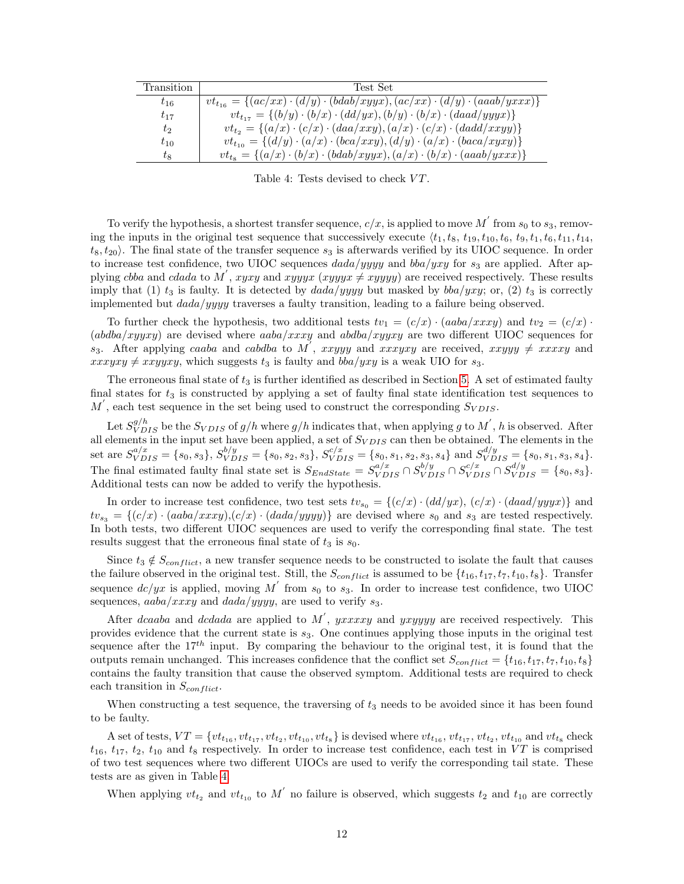| Transition | Test Set |
| --- | --- |
| $t_{16}$ | $vt_{t_{16}} = \{(ac/xx) \cdot (d/y) \cdot (bdab/xyyx), (ac/xx) \cdot (d/y) \cdot (aaab/yxxx)\}$ |
| $t_{17}$ | $vt_{t_{17}} = \{(b/y) \cdot (b/x) \cdot (dd/yx), (b/y) \cdot (b/x) \cdot (daad/yyyx)\}$ |
| $t_2$ | $vt_{t_2} = \{(a/x) \cdot (c/x) \cdot (daa/xxy), (a/x) \cdot (c/x) \cdot (dadd/xxyy)\}$ |
| $t_{10}$ | $vt_{t_{10}} = \{(d/y) \cdot (a/x) \cdot (bca/xxy), (d/y) \cdot (a/x) \cdot (baca/xyxy)\}$ |
| $t_8$ | $vt_{t_8} = \{(a/x) \cdot (b/x) \cdot (bdab/xyyx), (a/x) \cdot (b/x) \cdot (aaab/yxxx)\}$ |

Table 4: Tests devised to check $VT$.

To verify the hypothesis, a shortest transfer sequence, $c/x$, is applied to move $M^{'}$ from $s_0$ to $s_3$, removing the inputs in the original test sequence that successively execute $\langle t_1, t_8, t_{19}, t_{10}, t_6, t_9, t_1, t_6, t_{11}, t_{14}, t_8, t_{20}\rangle$. The final state of the transfer sequence $s_3$ is afterwards verified by its UIOC sequence. In order to increase test confidence, two UIOC sequences $dada/yyyy$ and $bba/yxy$ for $s_3$ are applied. After applying $cbba$ and $cdada$ to $M^{'}$, $xyxy$ and $xyyyx$ ($xyyyx \neq xyyyy$) are received respectively. These results imply that (1) $t_3$ is faulty. It is detected by $dada/yyyy$ but masked by $bba/yxy$; or, (2) $t_3$ is correctly implemented but $dada/yyyy$ traverses a faulty transition, leading to a failure being observed.

To further check the hypothesis, two additional tests $tv_1 = (c/x) \cdot (aaba/xxxy)$ and $tv_2 = (c/x) \cdot (abdba/xyyxy)$ are devised where $aaba/xxxy$ and $abdba/xyyxy$ are two different UIOC sequences for $s_3$. After applying $caaba$ and $cabdba$ to $M^{'}$, $xxyyy$ and $xxxyxy$ are received, $xxyyy \neq xxxxy$ and $xxxyxy \neq xxyyxy$, which suggests $t_3$ is faulty and $bba/yxy$ is a weak UIO for $s_3$.

The erroneous final state of $t_3$ is further identified as described in Section 5. A set of estimated faulty final states for $t_3$ is constructed by applying a set of faulty final state identification test sequences to $M^{'}$, each test sequence in the set being used to construct the corresponding $S_{VDIS}$.

Let $S^{g/h}_{VDIS}$ be the $S_{VDIS}$ of $g/h$ where $g/h$ indicates that, when applying $g$ to $M^{'}$, $h$ is observed. After all elements in the input set have been applied, a set of $S_{VDIS}$ can then be obtained. The elements in the set are $S^{a/x}_{VDIS} = \{s_0, s_3\}$, $S^{b/y}_{VDIS} = \{s_0, s_2, s_3\}$, $S^{c/x}_{VDIS} = \{s_0, s_1, s_2, s_3, s_4\}$ and $S^{d/y}_{VDIS} = \{s_0, s_1, s_3, s_4\}$. The final estimated faulty final state set is $S_{EndState} = S^{a/x}_{VDIS} \cap S^{b/y}_{VDIS} \cap S^{c/x}_{VDIS} \cap S^{d/y}_{VDIS} = \{s_0, s_3\}$. Additional tests can now be added to verify the hypothesis.

In order to increase test confidence, two test sets $tv_{s_0} = \{(c/x) \cdot (dd/yx), (c/x) \cdot (daad/yyyx)\}$ and $tv_{s_3} = \{(c/x) \cdot (aaba/xxxy), (c/x) \cdot (dada/yyyy)\}$ are devised where $s_0$ and $s_3$ are tested respectively. In both tests, two different UIOC sequences are used to verify the corresponding final state. The test results suggest that the erroneous final state of $t_3$ is $s_0$.

Since $t_3 \notin S_{conflict}$, a new transfer sequence needs to be constructed to isolate the fault that causes the failure observed in the original test. Still, the $S_{conflict}$ is assumed to be $\{t_{16}, t_{17}, t_7, t_{10}, t_8\}$. Transfer sequence $dc/yx$ is applied, moving $M^{'}$ from $s_0$ to $s_3$. In order to increase test confidence, two UIOC sequences, $aaba/xxxy$ and $dada/yyyy$, are used to verify $s_3$.

After $dcaaba$ and $dcdada$ are applied to $M^{'}$, $yxxxxy$ and $yxyyyy$ are received respectively. This provides evidence that the current state is $s_3$. One continues applying those inputs in the original test sequence after the $17^{th}$ input. By comparing the behaviour to the original test, it is found that the outputs remain unchanged. This increases confidence that the conflict set $S_{conflict} = \{t_{16}, t_{17}, t_7, t_{10}, t_8\}$ contains the faulty transition that cause the observed symptom. Additional tests are required to check each transition in $S_{conflict}$.

When constructing a test sequence, the traversing of $t_3$ needs to be avoided since it has been found to be faulty.

A set of tests, $VT = \{vt_{t_{16}}, vt_{t_{17}}, vt_{t_2}, vt_{t_{10}}, vt_{t_8}\}$ is devised where $vt_{t_{16}}$, $vt_{t_{17}}$, $vt_{t_2}$, $vt_{t_{10}}$ and $vt_{t_8}$ check $t_{16}$, $t_{17}$, $t_2$, $t_{10}$ and $t_8$ respectively. In order to increase test confidence, each test in $VT$ is comprised of two test sequences where two different UIOCs are used to verify the corresponding tail state. These tests are as given in Table 4.

When applying $vt_{t_2}$ and $vt_{t_{10}}$ to $M^{'}$ no failure is observed, which suggests $t_2$ and $t_{10}$ are correctly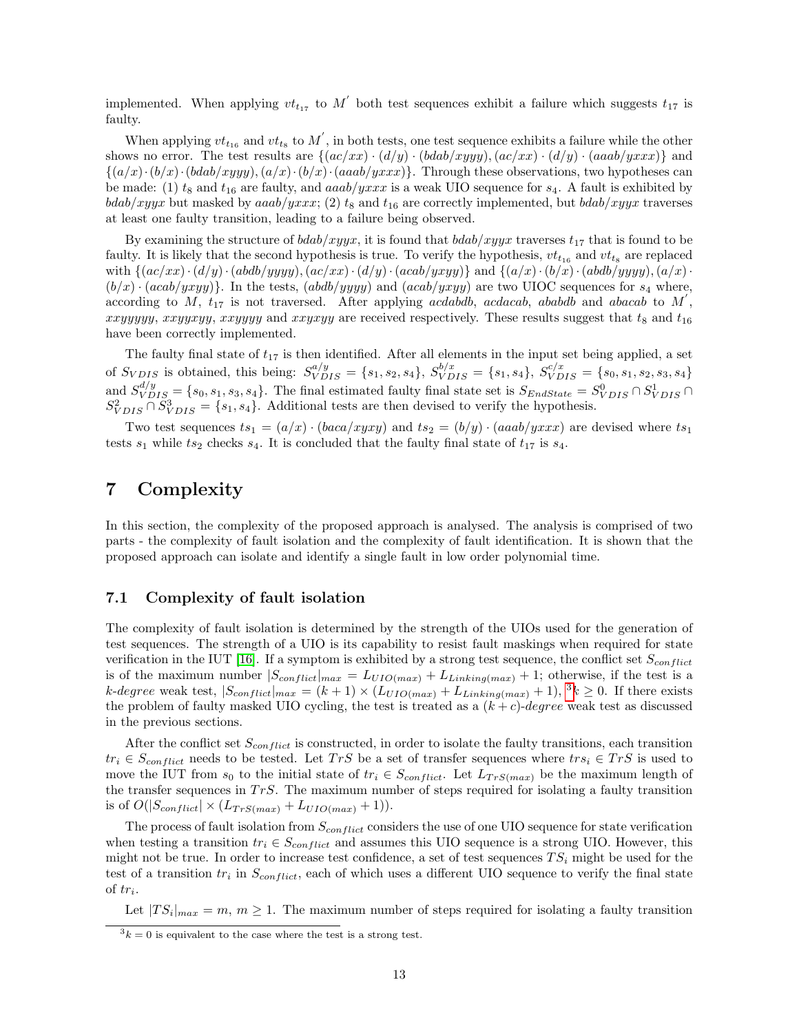implemented. When applying $vt_{t_{17}}$ to $M^{'}$ both test sequences exhibit a failure which suggests $t_{17}$ is faulty.

When applying $vt_{t_{16}}$ and $vt_{t_8}$ to $M^{'}$, in both tests, one test sequence exhibits a failure while the other shows no error. The test results are $\{(ac/xx) \cdot (d/y) \cdot (bdab/xyyy), (ac/xx) \cdot (d/y) \cdot (aaab/yxxx)\}$ and $\{(a/x) \cdot (b/x) \cdot (bdab/xyyy), (a/x) \cdot (b/x) \cdot (aaab/yxxx)\}$. Through these observations, two hypotheses can be made: (1) $t_8$ and $t_{16}$ are faulty, and $aaab/yxxx$ is a weak UIO sequence for $s_4$. A fault is exhibited by $bdab/xyyx$ but masked by $aaab/yxxx$; (2) $t_8$ and $t_{16}$ are correctly implemented, but $bdab/xyyx$ traverses at least one faulty transition, leading to a failure being observed.

By examining the structure of $bdab/xyyx$, it is found that $bdab/xyyx$ traverses $t_{17}$ that is found to be faulty. It is likely that the second hypothesis is true. To verify the hypothesis, $vt_{t_{16}}$ and $vt_{t_8}$ are replaced with $\{(ac/xx) \cdot (d/y) \cdot (abdb/yyyy), (ac/xx) \cdot (d/y) \cdot (acab/yxyy)\}$ and $\{(a/x) \cdot (b/x) \cdot (abdb/yyyy), (a/x) \cdot (b/x) \cdot (acab/yxyy)\}$. In the tests, $(abdb/yyyy)$ and $(acab/yxyy)$ are two UIOC sequences for $s_4$ where, according to $M$, $t_{17}$ is not traversed. After applying $acdabdb$, $acdacab$, $ababdb$ and $abacab$ to $M^{'}$, $xxyyyyy$, $xxyyxyy$, $xxyyyy$ and $xxyxyy$ are received respectively. These results suggest that $t_8$ and $t_{16}$ have been correctly implemented.

The faulty final state of $t_{17}$ is then identified. After all elements in the input set being applied, a set of $S_{VDIS}$ is obtained, this being: $S^{a/y}_{VDIS} = \{s_1, s_2, s_4\}$, $S^{b/x}_{VDIS} = \{s_1, s_4\}$, $S^{c/x}_{VDIS} = \{s_0, s_1, s_2, s_3, s_4\}$ and $S^{d/y}_{VDIS} = \{s_0, s_1, s_3, s_4\}$. The final estimated faulty final state set is $S_{EndState} = S^0_{VDIS} \cap S^1_{VDIS} \cap S^2_{VDIS} \cap S^3_{VDIS} = \{s_1, s_4\}$. Additional tests are then devised to verify the hypothesis.

Two test sequences $ts_1 = (a/x) \cdot (baca/xyxy)$ and $ts_2 = (b/y) \cdot (aaab/yxxx)$ are devised where $ts_1$ tests $s_1$ while $ts_2$ checks $s_4$. It is concluded that the faulty final state of $t_{17}$ is $s_4$.

# 7 Complexity

In this section, the complexity of the proposed approach is analysed. The analysis is comprised of two parts - the complexity of fault isolation and the complexity of fault identification. It is shown that the proposed approach can isolate and identify a single fault in low order polynomial time.

## 7.1 Complexity of fault isolation

The complexity of fault isolation is determined by the strength of the UIOs used for the generation of test sequences. The strength of a UIO is its capability to resist fault maskings when required for state verification in the IUT [16]. If a symptom is exhibited by a strong test sequence, the conflict set $S_{conflict}$ is of the maximum number $|S_{conflict}|_{max} = L_{UIO(max)} + L_{Linking(max)} + 1$; otherwise, if the test is a $k$-*degree* weak test, $|S_{conflict}|_{max} = (k+1) \times (L_{UIO(max)} + L_{Linking(max)} + 1)$, [3] $k \geq 0$. If there exists the problem of faulty masked UIO cycling, the test is treated as a $(k+c)$-*degree* weak test as discussed in the previous sections.

After the conflict set $S_{conflict}$ is constructed, in order to isolate the faulty transitions, each transition $tr_i \in S_{conflict}$ needs to be tested. Let $TrS$ be a set of transfer sequences where $trs_i \in TrS$ is used to move the IUT from $s_0$ to the initial state of $tr_i \in S_{conflict}$. Let $L_{TrS(max)}$ be the maximum length of the transfer sequences in $TrS$. The maximum number of steps required for isolating a faulty transition is of $O(|S_{conflict}| \times (L_{TrS(max)} + L_{UIO(max)} + 1))$.

The process of fault isolation from $S_{conflict}$ considers the use of one UIO sequence for state verification when testing a transition $tr_i \in S_{conflict}$ and assumes this UIO sequence is a strong UIO. However, this might not be true. In order to increase test confidence, a set of test sequences $TS_i$ might be used for the test of a transition $tr_i$ in $S_{conflict}$, each of which uses a different UIO sequence to verify the final state of $tr_i$.

Let $|TS_i|_{max} = m$, $m \geq 1$. The maximum number of steps required for isolating a faulty transition

[3] $k = 0$ is equivalent to the case where the test is a strong test.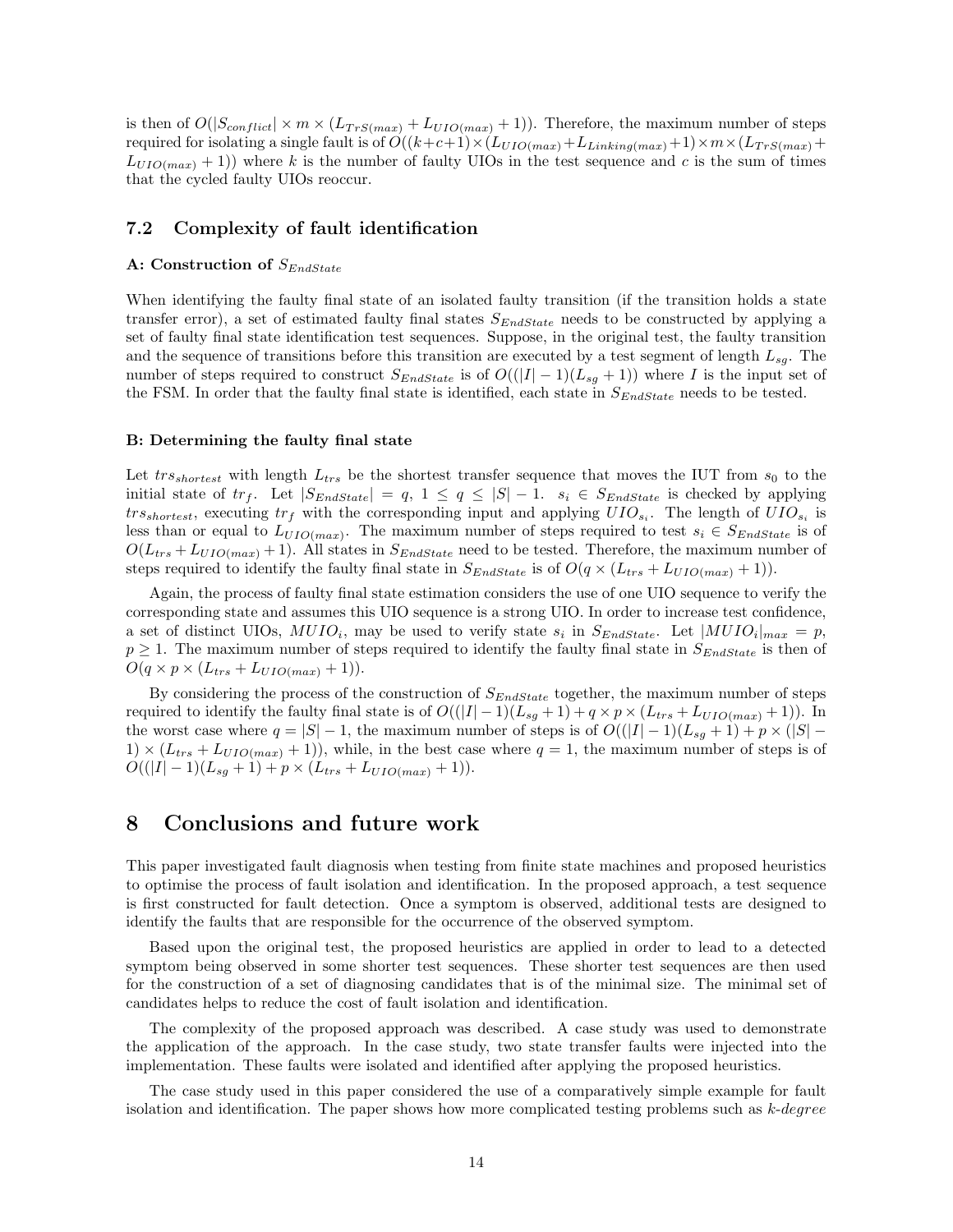is then of $O(|S_{conflict}| \times m \times (L_{TrS(max)} + L_{UIO(max)} + 1))$. Therefore, the maximum number of steps required for isolating a single fault is of $O((k+c+1) \times (L_{UIO(max)} + L_{Linking(max)} + 1) \times m \times (L_{TrS(max)} + L_{UIO(max)} + 1))$ where $k$ is the number of faulty UIOs in the test sequence and $c$ is the sum of times that the cycled faulty UIOs reoccur.

## 7.2 Complexity of fault identification

#### A: Construction of $S_{EndState}$

When identifying the faulty final state of an isolated faulty transition (if the transition holds a state transfer error), a set of estimated faulty final states $S_{EndState}$ needs to be constructed by applying a set of faulty final state identification test sequences. Suppose, in the original test, the faulty transition and the sequence of transitions before this transition are executed by a test segment of length $L_{sg}$. The number of steps required to construct $S_{EndState}$ is of $O((|I| - 1)(L_{sg} + 1))$ where $I$ is the input set of the FSM. In order that the faulty final state is identified, each state in $S_{EndState}$ needs to be tested.

#### B: Determining the faulty final state

Let $trs_{shortest}$ with length $L_{trs}$ be the shortest transfer sequence that moves the IUT from $s_0$ to the initial state of $tr_f$. Let $|S_{EndState}| = q$, $1 \leq q \leq |S| - 1$. $s_i \in S_{EndState}$ is checked by applying $trs_{shortest}$, executing $tr_f$ with the corresponding input and applying $UIO_{s_i}$. The length of $UIO_{s_i}$ is less than or equal to $L_{UIO(max)}$. The maximum number of steps required to test $s_i \in S_{EndState}$ is of $O(L_{trs} + L_{UIO(max)} + 1)$. All states in $S_{EndState}$ need to be tested. Therefore, the maximum number of steps required to identify the faulty final state in $S_{EndState}$ is of $O(q \times (L_{trs} + L_{UIO(max)} + 1))$.

Again, the process of faulty final state estimation considers the use of one UIO sequence to verify the corresponding state and assumes this UIO sequence is a strong UIO. In order to increase test confidence, a set of distinct UIOs, $MUIO_i$, may be used to verify state $s_i$ in $S_{EndState}$. Let $|MUIO_i|_{max} = p$, $p \geq 1$. The maximum number of steps required to identify the faulty final state in $S_{EndState}$ is then of $O(q \times p \times (L_{trs} + L_{UIO(max)} + 1))$.

By considering the process of the construction of $S_{EndState}$ together, the maximum number of steps required to identify the faulty final state is of $O((|I| - 1)(L_{sg} + 1) + q \times p \times (L_{trs} + L_{UIO(max)} + 1))$. In the worst case where $q = |S| - 1$, the maximum number of steps is of $O((|I| - 1)(L_{sg} + 1) + p \times (|S| - 1) \times (L_{trs} + L_{UIO(max)} + 1))$, while, in the best case where $q = 1$, the maximum number of steps is of $O((|I| - 1)(L_{sg} + 1) + p \times (L_{trs} + L_{UIO(max)} + 1))$.

# 8 Conclusions and future work

This paper investigated fault diagnosis when testing from finite state machines and proposed heuristics to optimise the process of fault isolation and identification. In the proposed approach, a test sequence is first constructed for fault detection. Once a symptom is observed, additional tests are designed to identify the faults that are responsible for the occurrence of the observed symptom.

Based upon the original test, the proposed heuristics are applied in order to lead to a detected symptom being observed in some shorter test sequences. These shorter test sequences are then used for the construction of a set of diagnosing candidates that is of the minimal size. The minimal set of candidates helps to reduce the cost of fault isolation and identification.

The complexity of the proposed approach was described. A case study was used to demonstrate the application of the approach. In the case study, two state transfer faults were injected into the implementation. These faults were isolated and identified after applying the proposed heuristics.

The case study used in this paper considered the use of a comparatively simple example for fault isolation and identification. The paper shows how more complicated testing problems such as *k-degree*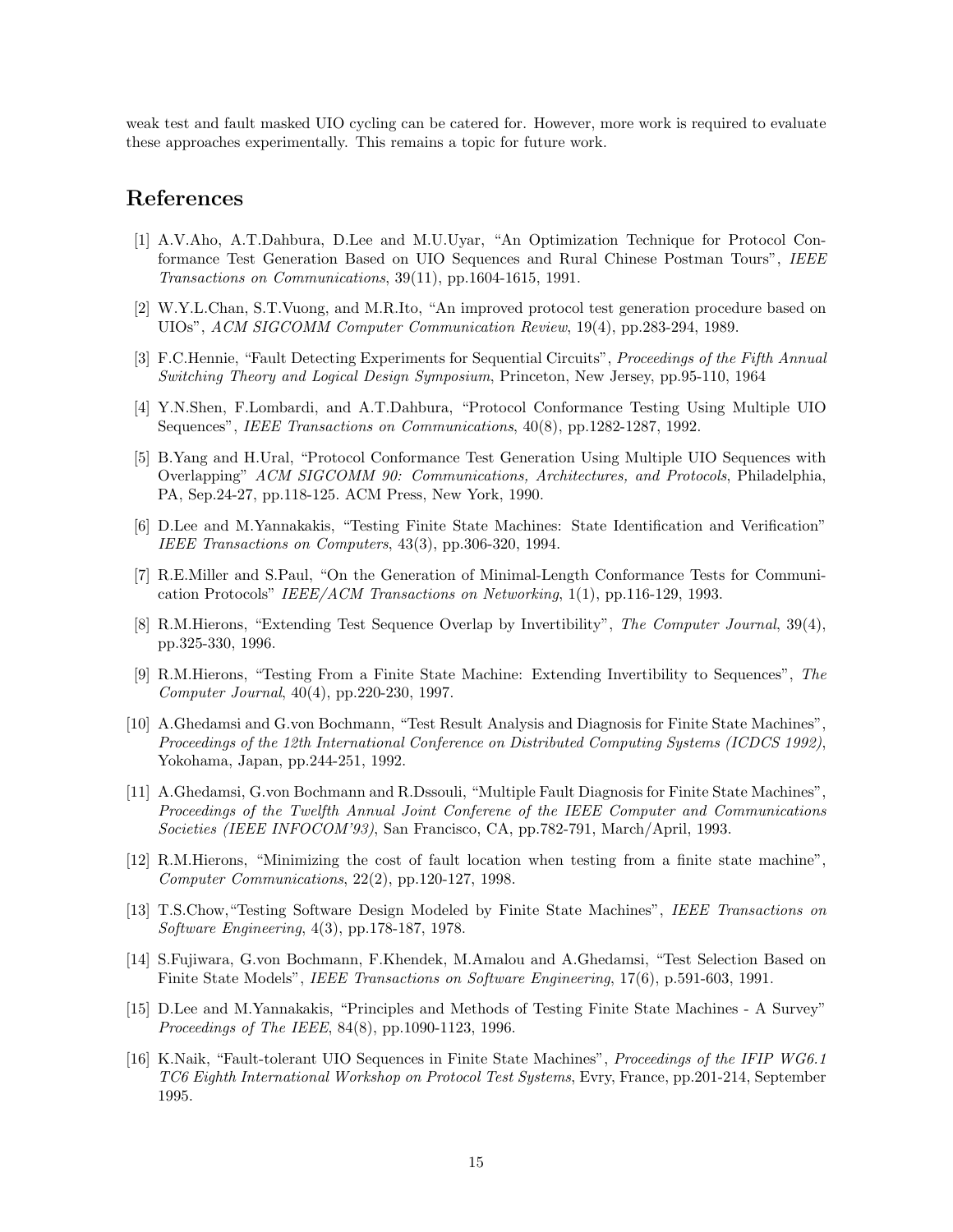weak test and fault masked UIO cycling can be catered for. However, more work is required to evaluate these approaches experimentally. This remains a topic for future work.

# References

[1] A.V.Aho, A.T.Dahbura, D.Lee and M.U.Uyar, "An Optimization Technique for Protocol Conformance Test Generation Based on UIO Sequences and Rural Chinese Postman Tours", *IEEE Transactions on Communications*, 39(11), pp.1604-1615, 1991.

[2] W.Y.L.Chan, S.T.Vuong, and M.R.Ito, "An improved protocol test generation procedure based on UIOs", *ACM SIGCOMM Computer Communication Review*, 19(4), pp.283-294, 1989.

[3] F.C.Hennie, "Fault Detecting Experiments for Sequential Circuits", *Proceedings of the Fifth Annual Switching Theory and Logical Design Symposium*, Princeton, New Jersey, pp.95-110, 1964

[4] Y.N.Shen, F.Lombardi, and A.T.Dahbura, "Protocol Conformance Testing Using Multiple UIO Sequences", *IEEE Transactions on Communications*, 40(8), pp.1282-1287, 1992.

[5] B.Yang and H.Ural, "Protocol Conformance Test Generation Using Multiple UIO Sequences with Overlapping" *ACM SIGCOMM 90: Communications, Architectures, and Protocols*, Philadelphia, PA, Sep.24-27, pp.118-125. ACM Press, New York, 1990.

[6] D.Lee and M.Yannakakis, "Testing Finite State Machines: State Identification and Verification" *IEEE Transactions on Computers*, 43(3), pp.306-320, 1994.

[7] R.E.Miller and S.Paul, "On the Generation of Minimal-Length Conformance Tests for Communication Protocols" *IEEE/ACM Transactions on Networking*, 1(1), pp.116-129, 1993.

[8] R.M.Hierons, "Extending Test Sequence Overlap by Invertibility", *The Computer Journal*, 39(4), pp.325-330, 1996.

[9] R.M.Hierons, "Testing From a Finite State Machine: Extending Invertibility to Sequences", *The Computer Journal*, 40(4), pp.220-230, 1997.

[10] A.Ghedamsi and G.von Bochmann, "Test Result Analysis and Diagnosis for Finite State Machines", *Proceedings of the 12th International Conference on Distributed Computing Systems (ICDCS 1992)*, Yokohama, Japan, pp.244-251, 1992.

[11] A.Ghedamsi, G.von Bochmann and R.Dssouli, "Multiple Fault Diagnosis for Finite State Machines", *Proceedings of the Twelfth Annual Joint Conferene of the IEEE Computer and Communications Societies (IEEE INFOCOM'93)*, San Francisco, CA, pp.782-791, March/April, 1993.

[12] R.M.Hierons, "Minimizing the cost of fault location when testing from a finite state machine", *Computer Communications*, 22(2), pp.120-127, 1998.

[13] T.S.Chow,"Testing Software Design Modeled by Finite State Machines", *IEEE Transactions on Software Engineering*, 4(3), pp.178-187, 1978.

[14] S.Fujiwara, G.von Bochmann, F.Khendek, M.Amalou and A.Ghedamsi, "Test Selection Based on Finite State Models", *IEEE Transactions on Software Engineering*, 17(6), p.591-603, 1991.

[15] D.Lee and M.Yannakakis, "Principles and Methods of Testing Finite State Machines - A Survey" *Proceedings of The IEEE*, 84(8), pp.1090-1123, 1996.

[16] K.Naik, "Fault-tolerant UIO Sequences in Finite State Machines", *Proceedings of the IFIP WG6.1 TC6 Eighth International Workshop on Protocol Test Systems*, Evry, France, pp.201-214, September 1995.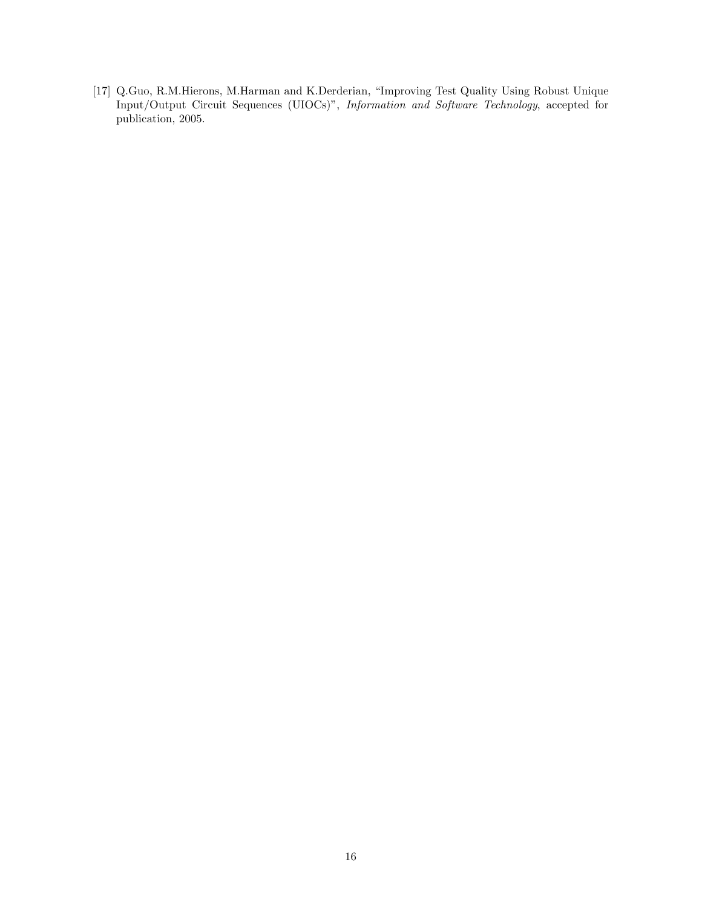[17] Q.Guo, R.M.Hierons, M.Harman and K.Derderian, "Improving Test Quality Using Robust Unique Input/Output Circuit Sequences (UIOCs)", *Information and Software Technology*, accepted for publication, 2005.